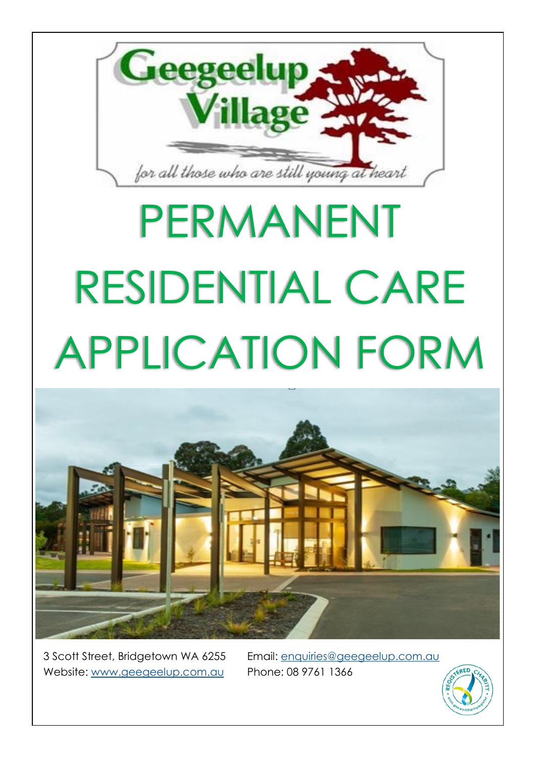Geegeelup Village

*for all those who are still young at heart*

# PERMANENT RESIDENTIAL CARE APPLICATION FORM

3 Scott Street, Bridgetown WA 6255

Website: www.geegeelup.com.au

Email: enquiries@geegeelup.com.au

Phone: 08 9761 1366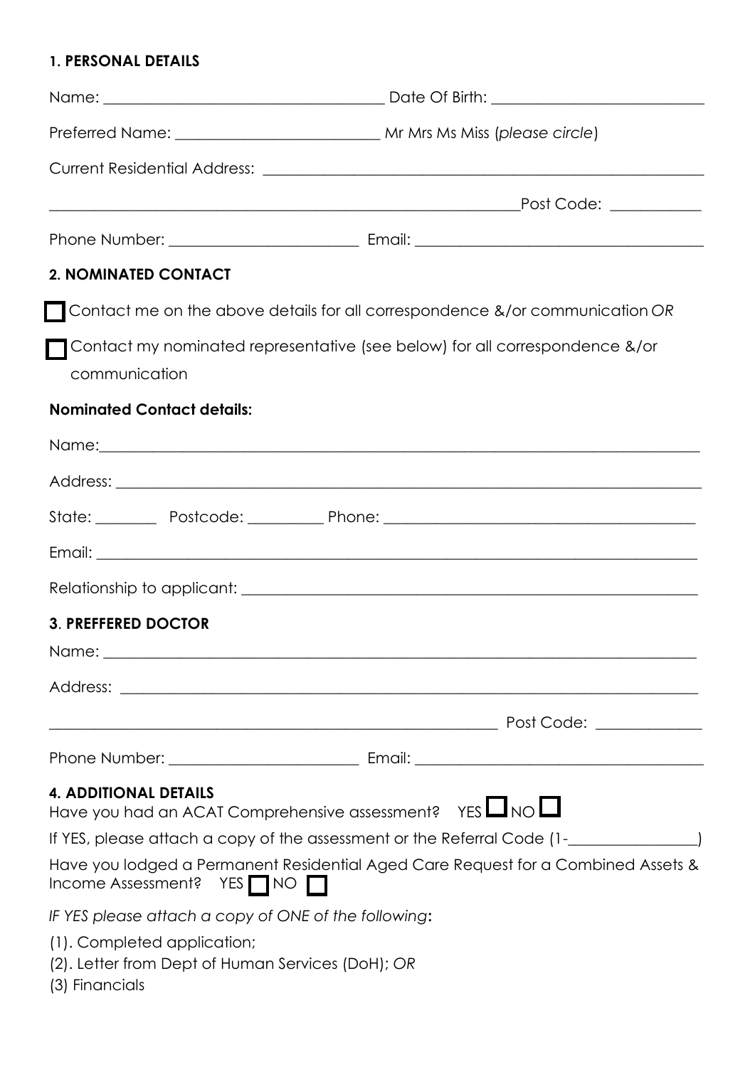**1. PERSONAL DETAILS**

Name: ______________________________ Date Of Birth: ______________________

Preferred Name: ______________________ Mr Mrs Ms Miss (*please circle*)

Current Residential Address: ______________________________________________

__________________________________________________Post Code: __________

Phone Number: ____________________ Email: ______________________________

**2. NOMINATED CONTACT**

☐ Contact me on the above details for all correspondence &/or communication *OR*

☐ Contact my nominated representative (see below) for all correspondence &/or communication

**Nominated Contact details:**

Name:_______________________________________________________________

Address: _____________________________________________________________

State: _______ Postcode: ________ Phone: __________________________________

Email: _______________________________________________________________

Relationship to applicant: _______________________________________________

**3. PREFFERED DOCTOR**

Name: _______________________________________________________________

Address: _____________________________________________________________

________________________________________________ Post Code: ____________

Phone Number: ____________________ Email: ______________________________

**4. ADDITIONAL DETAILS**

Have you had an ACAT Comprehensive assessment? YES ☐ NO ☐

If YES, please attach a copy of the assessment or the Referral Code (1-______________)

Have you lodged a Permanent Residential Aged Care Request for a Combined Assets & Income Assessment? YES ☐ NO ☐

*IF YES please attach a copy of ONE of the following***:**

(1). Completed application;

(2). Letter from Dept of Human Services (DoH); *OR*

(3) Financials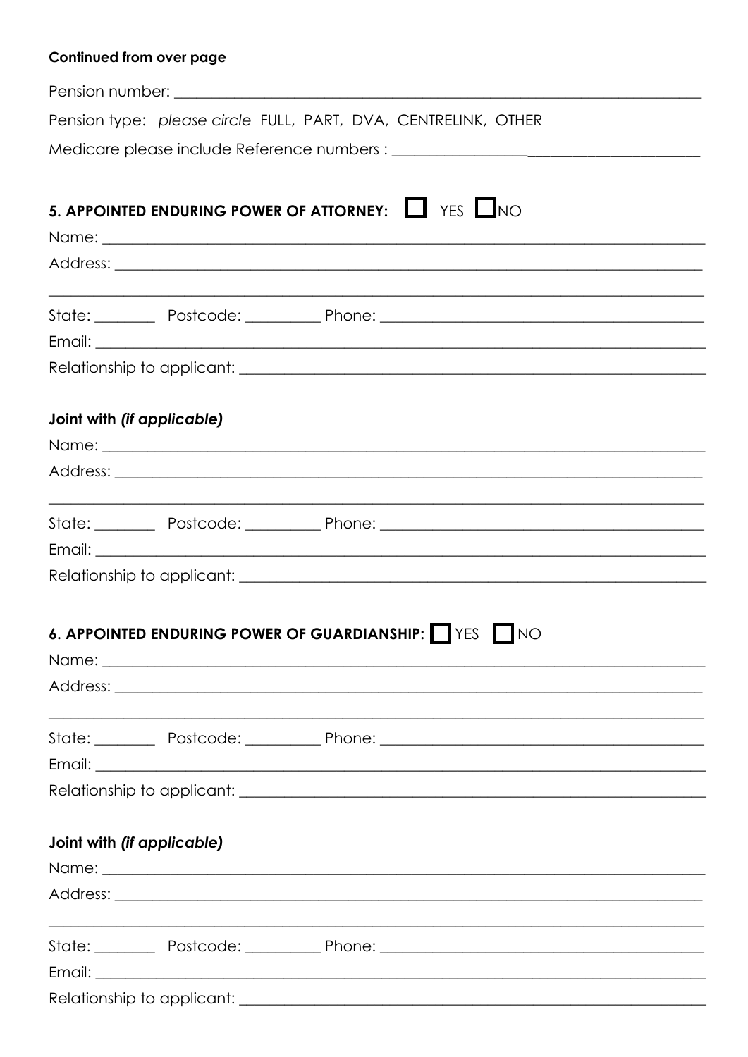**Continued from over page**

Pension number: ______________________________________________

Pension type: *please circle* FULL, PART, DVA, CENTRELINK, OTHER

Medicare please include Reference numbers : ______________________________

**5. APPOINTED ENDURING POWER OF ATTORNEY:** ☐ YES ☐ NO

Name: ______________________________________________

Address: ______________________________________________

______________________________________________

State: ________ Postcode: _________ Phone: ______________________________

Email: ______________________________________________

Relationship to applicant: ______________________________________________

**Joint with *(if applicable)***

Name: ______________________________________________

Address: ______________________________________________

______________________________________________

State: ________ Postcode: _________ Phone: ______________________________

Email: ______________________________________________

Relationship to applicant: ______________________________________________

**6. APPOINTED ENDURING POWER OF GUARDIANSHIP:** ☐ YES ☐ NO

Name: ______________________________________________

Address: ______________________________________________

______________________________________________

State: ________ Postcode: _________ Phone: ______________________________

Email: ______________________________________________

Relationship to applicant: ______________________________________________

**Joint with *(if applicable)***

Name: ______________________________________________

Address: ______________________________________________

______________________________________________

State: ________ Postcode: _________ Phone: ______________________________

Email: ______________________________________________

Relationship to applicant: ______________________________________________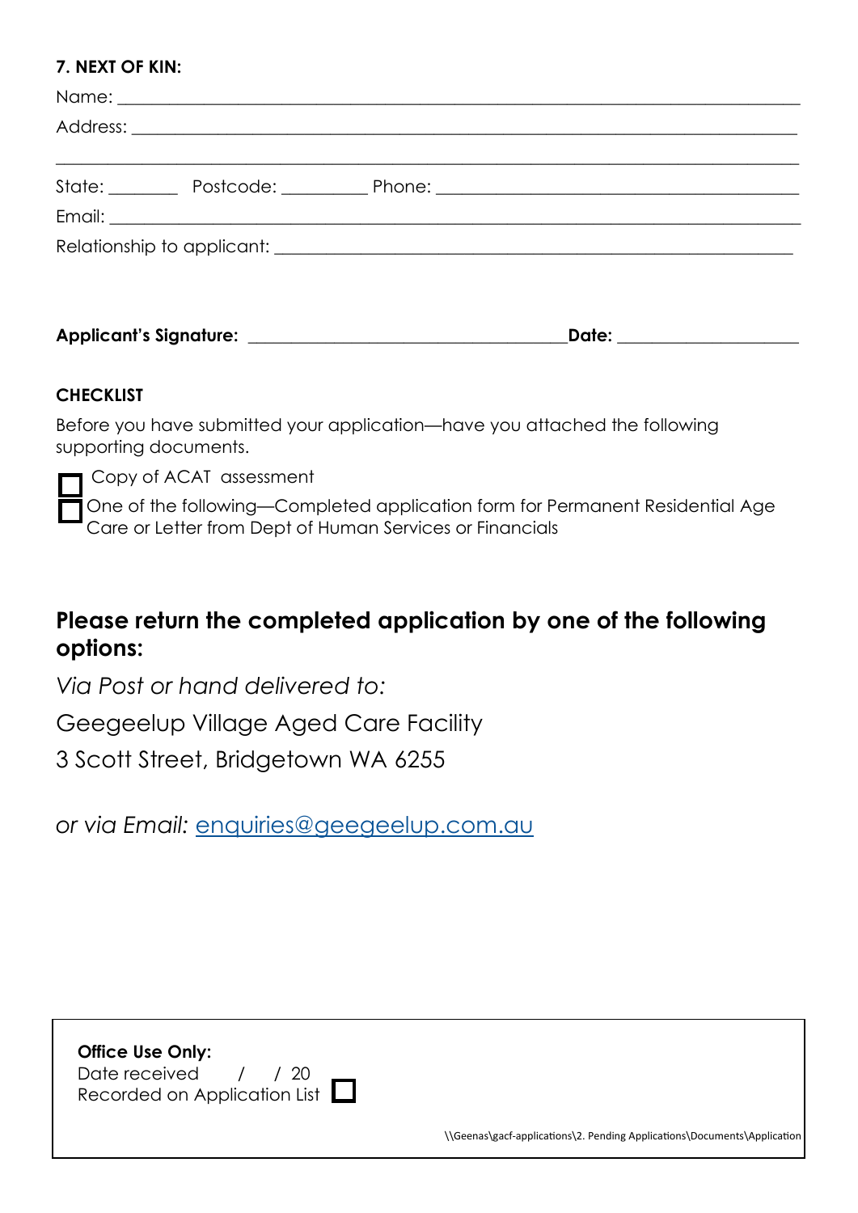**7. NEXT OF KIN:**

Name: ___________________________________________________________________________

Address: _________________________________________________________________________

_________________________________________________________________________________

State: ________ Postcode: _________ Phone: _________________________________________

Email: ___________________________________________________________________________

Relationship to applicant: ___________________________________________________________

**Applicant's Signature:** ____________________________________**Date:** ____________________

**CHECKLIST**

Before you have submitted your application—have you attached the following supporting documents.

- ☐ Copy of ACAT assessment
- ☐ One of the following—Completed application form for Permanent Residential Age Care or Letter from Dept of Human Services or Financials

## Please return the completed application by one of the following options:

*Via Post or hand delivered to:*

Geegeelup Village Aged Care Facility

3 Scott Street, Bridgetown WA 6255

*or via Email:* enquiries@geegeelup.com.au

**Office Use Only:**
Date received / / 20
Recorded on Application List ☐

\\Geenas\gacf-applications\2. Pending Applications\Documents\Application